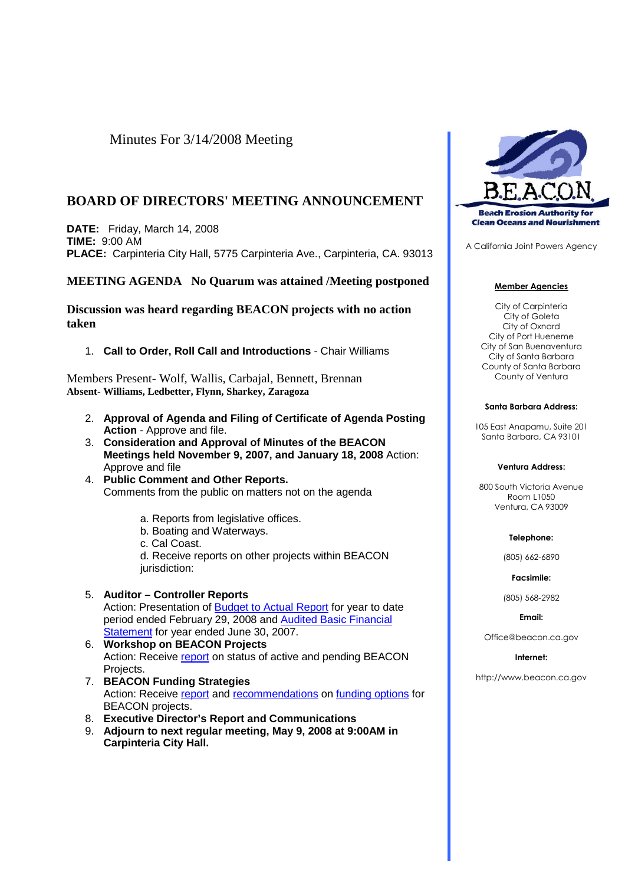Minutes For 3/14/2008 Meeting

## BOARD OF DIRECTORS' MEETING ANNOUNCEMENT

**DATE:** Friday, March 14, 2008
**TIME:** 9:00 AM
**PLACE:** Carpinteria City Hall, 5775 Carpinteria Ave., Carpinteria, CA. 93013

### MEETING AGENDA No Quorum was attained /Meeting postponed

### Discussion was heard regarding BEACON projects with no action taken

1. **Call to Order, Roll Call and Introductions** - Chair Williams

Members Present- Wolf, Wallis, Carbajal, Bennett, Brennan
**Absent- Williams, Ledbetter, Flynn, Sharkey, Zaragoza**

2. **Approval of Agenda and Filing of Certificate of Agenda Posting Action** - Approve and file.
3. **Consideration and Approval of Minutes of the BEACON Meetings held November 9, 2007, and January 18, 2008** Action: Approve and file
4. **Public Comment and Other Reports.**
   Comments from the public on matters not on the agenda

   a. Reports from legislative offices.
   b. Boating and Waterways.
   c. Cal Coast.
   d. Receive reports on other projects within BEACON jurisdiction:

5. **Auditor – Controller Reports**
   Action: Presentation of Budget to Actual Report for year to date period ended February 29, 2008 and Audited Basic Financial Statement for year ended June 30, 2007.
6. **Workshop on BEACON Projects**
   Action: Receive report on status of active and pending BEACON Projects.
7. **BEACON Funding Strategies**
   Action: Receive report and recommendations on funding options for BEACON projects.
8. **Executive Director's Report and Communications**
9. **Adjourn to next regular meeting, May 9, 2008 at 9:00AM in Carpinteria City Hall.**

B.E.A.C.O.N.
Beach Erosion Authority for Clean Oceans and Nourishment

A California Joint Powers Agency

**Member Agencies**

City of Carpinteria
City of Goleta
City of Oxnard
City of Port Hueneme
City of San Buenaventura
City of Santa Barbara
County of Santa Barbara
County of Ventura

**Santa Barbara Address:**

105 East Anapamu, Suite 201
Santa Barbara, CA 93101

**Ventura Address:**

800 South Victoria Avenue
Room L1050
Ventura, CA 93009

**Telephone:**

(805) 662-6890

**Facsimile:**

(805) 568-2982

**Email:**

Office@beacon.ca.gov

**Internet:**

http://www.beacon.ca.gov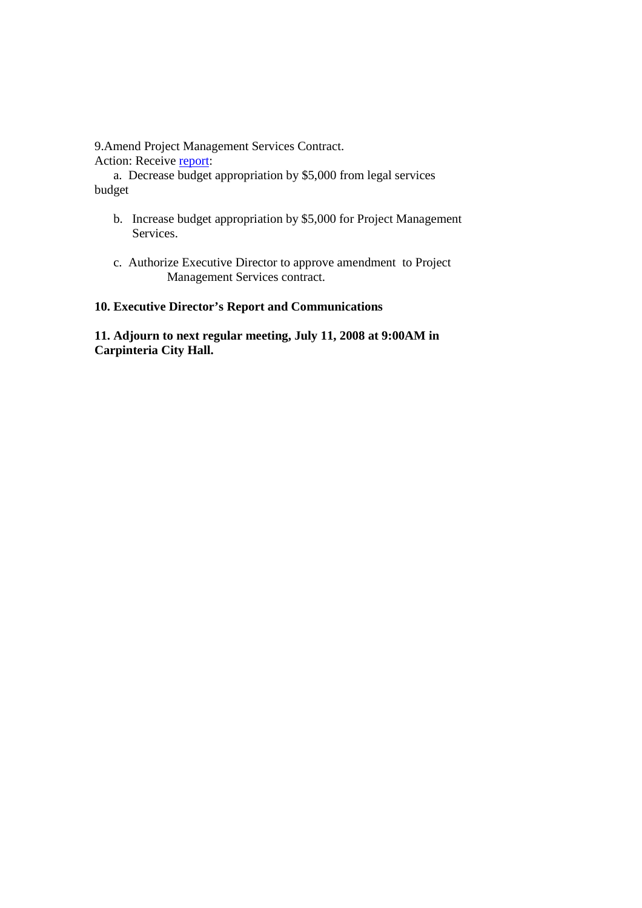9.Amend Project Management Services Contract.
Action: Receive report:

a. Decrease budget appropriation by $5,000 from legal services budget

b. Increase budget appropriation by $5,000 for Project Management Services.

c. Authorize Executive Director to approve amendment to Project Management Services contract.

**10. Executive Director's Report and Communications**

**11. Adjourn to next regular meeting, July 11, 2008 at 9:00AM in Carpinteria City Hall.**